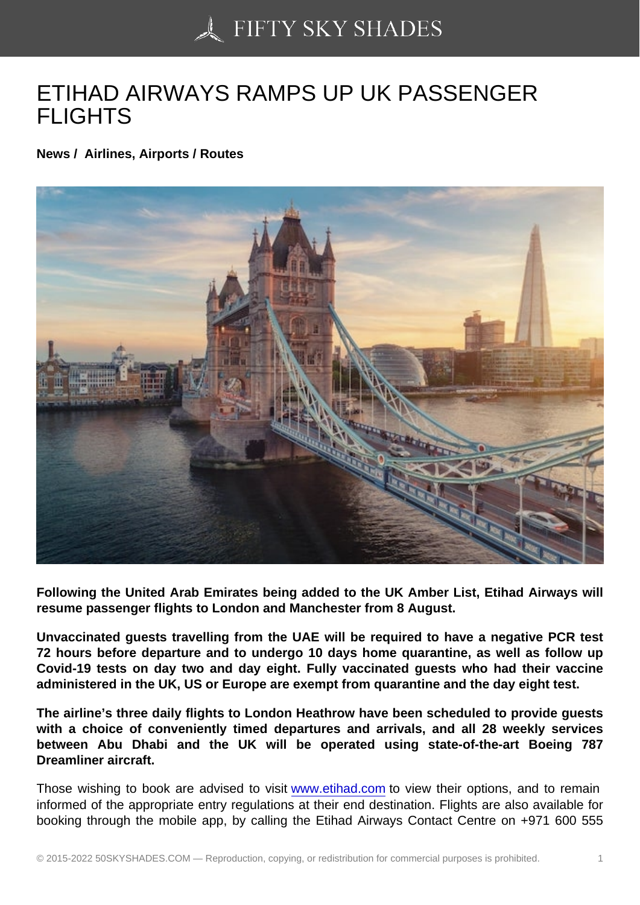# ETIHAD AIRWAYS RAMPS UP UK PASSENGER FLIGHTS

**News / Airlines, Airports / Routes**

**Following the United Arab Emirates being added to the UK Amber List, Etihad Airways will resume passenger flights to London and Manchester from 8 August.**

**Unvaccinated guests travelling from the UAE will be required to have a negative PCR test 72 hours before departure and to undergo 10 days home quarantine, as well as follow up Covid-19 tests on day two and day eight. Fully vaccinated guests who had their vaccine administered in the UK, US or Europe are exempt from quarantine and the day eight test.**

**The airline's three daily flights to London Heathrow have been scheduled to provide guests with a choice of conveniently timed departures and arrivals, and all 28 weekly services between Abu Dhabi and the UK will be operated using state-of-the-art Boeing 787 Dreamliner aircraft.**

Those wishing to book are advised to visit [www.etihad.com](http://www.etihad.com) to view their options, and to remain informed of the appropriate entry regulations at their end destination. Flights are also available for booking through the mobile app, by calling the Etihad Airways Contact Centre on +971 600 555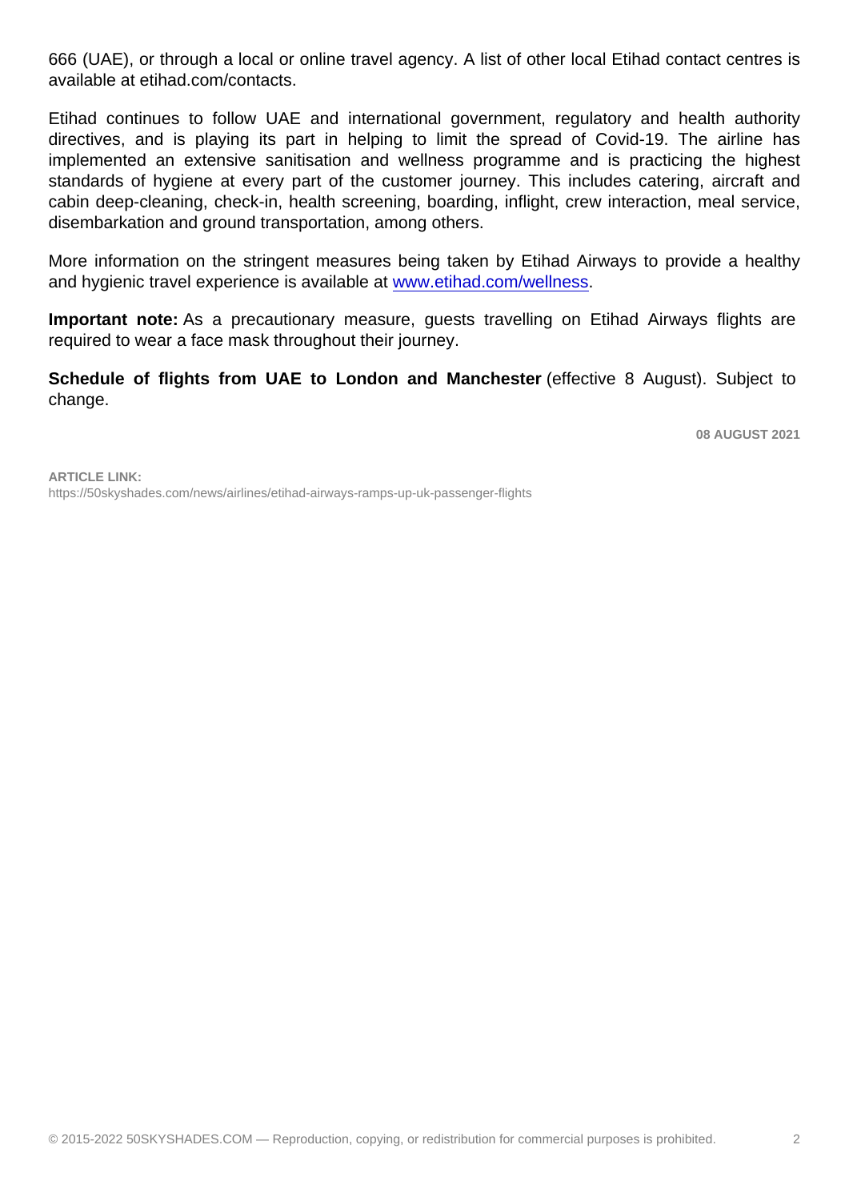666 (UAE), or through a local or online travel agency. A list of other local Etihad contact centres is available at etihad.com/contacts.

Etihad continues to follow UAE and international government, regulatory and health authority directives, and is playing its part in helping to limit the spread of Covid-19. The airline has implemented an extensive sanitisation and wellness programme and is practicing the highest standards of hygiene at every part of the customer journey. This includes catering, aircraft and cabin deep-cleaning, check-in, health screening, boarding, inflight, crew interaction, meal service, disembarkation and ground transportation, among others.

More information on the stringent measures being taken by Etihad Airways to provide a healthy and hygienic travel experience is available at [www.etihad.com/wellness](www.etihad.com/wellness).

**Important note:** As a precautionary measure, guests travelling on Etihad Airways flights are required to wear a face mask throughout their journey.

**Schedule of flights from UAE to London and Manchester** (effective 8 August). Subject to change.

**08 AUGUST 2021**

**ARTICLE LINK:**
https://50skyshades.com/news/airlines/etihad-airways-ramps-up-uk-passenger-flights